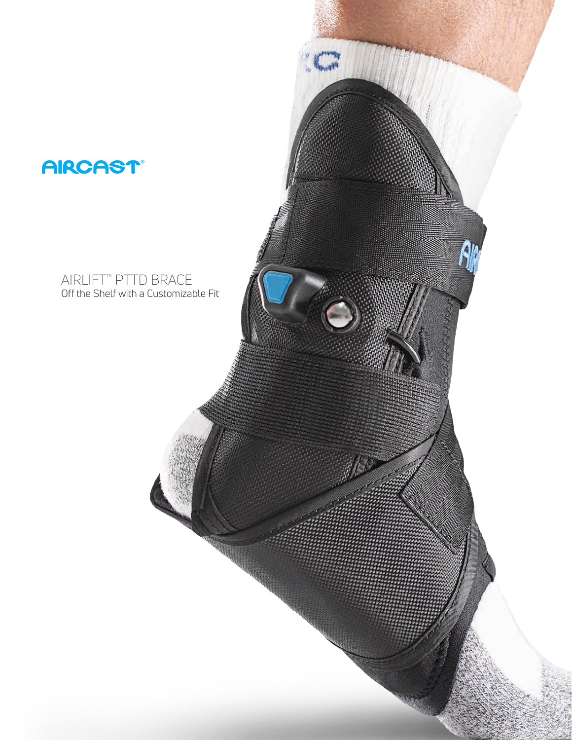# AIRCAST®

## AIRLIFT™ PTTD BRACE

Off the Shelf with a Customizable Fit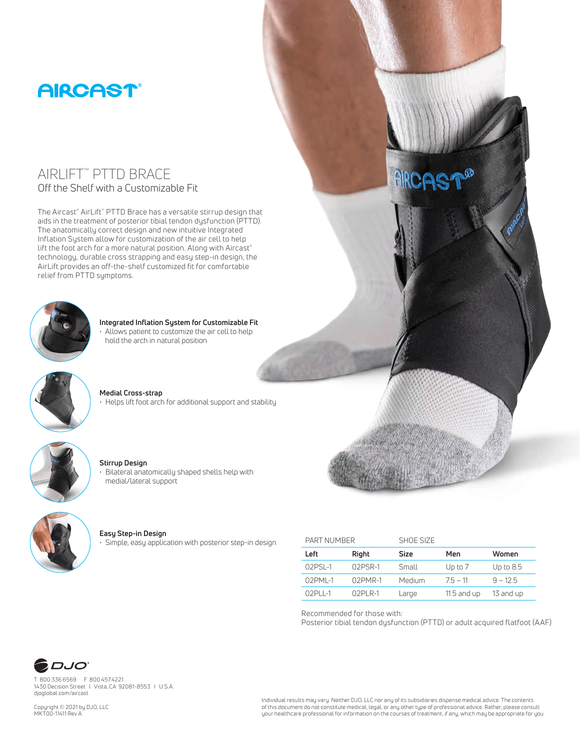# AIRCAST®

## AIRLIFT™ PTTD BRACE

Off the Shelf with a Customizable Fit

The Aircast® AirLift™ PTTD Brace has a versatile stirrup design that aids in the treatment of posterior tibial tendon dysfunction (PTTD). The anatomically correct design and new intuitive Integrated Inflation System allow for customization of the air cell to help lift the foot arch for a more natural position. Along with Aircast® technology, durable cross strapping and easy step-in design, the AirLift provides an off-the-shelf customized fit for comfortable relief from PTTD symptoms.

**Integrated Inflation System for Customizable Fit**
- Allows patient to customize the air cell to help hold the arch in natural position

**Medial Cross-strap**
- Helps lift foot arch for additional support and stability

**Stirrup Design**
- Bilateral anatomically shaped shells help with medial/lateral support

**Easy Step-in Design**
- Simple, easy application with posterior step-in design

| PART NUMBER | | SHOE SIZE | | |
|---|---|---|---|---|
| **Left** | **Right** | **Size** | **Men** | **Women** |
| 02PSL-1 | 02PSR-1 | Small | Up to 7 | Up to 8.5 |
| 02PML-1 | 02PMR-1 | Medium | 7.5 – 11 | 9 – 12.5 |
| 02PLL-1 | 02PLR-1 | Large | 11.5 and up | 13 and up |

Recommended for those with:
Posterior tibial tendon dysfunction (PTTD) or adult acquired flatfoot (AAF)

DJO®

T 800.336.6569 F 800.457.4221
1430 Decision Street | Vista, CA 92081-8553 | U.S.A.
djoglobal.com/aircast

Copyright © 2021 by DJO, LLC
MKT00-11411 Rev A

Individual results may vary. Neither DJO, LLC nor any of its subsidiaries dispense medical advice. The contents of this document do not constitute medical, legal, or any other type of professional advice. Rather, please consult your healthcare professional for information on the courses of treatment, if any, which may be appropriate for you.